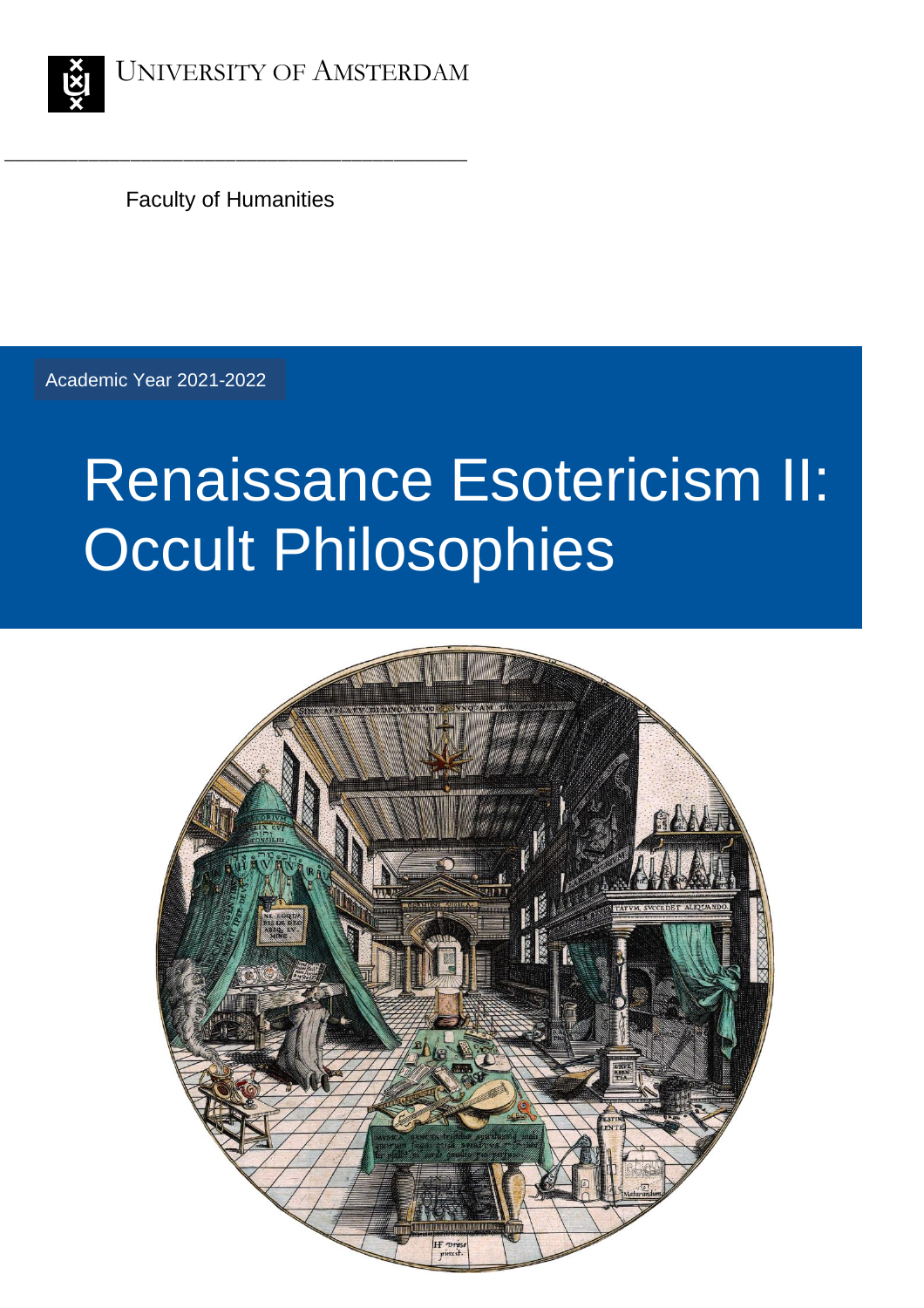UNIVERSITY OF AMSTERDAM

Faculty of Humanities

Academic Year 2021-2022

# Renaissance Esotericism II: Occult Philosophies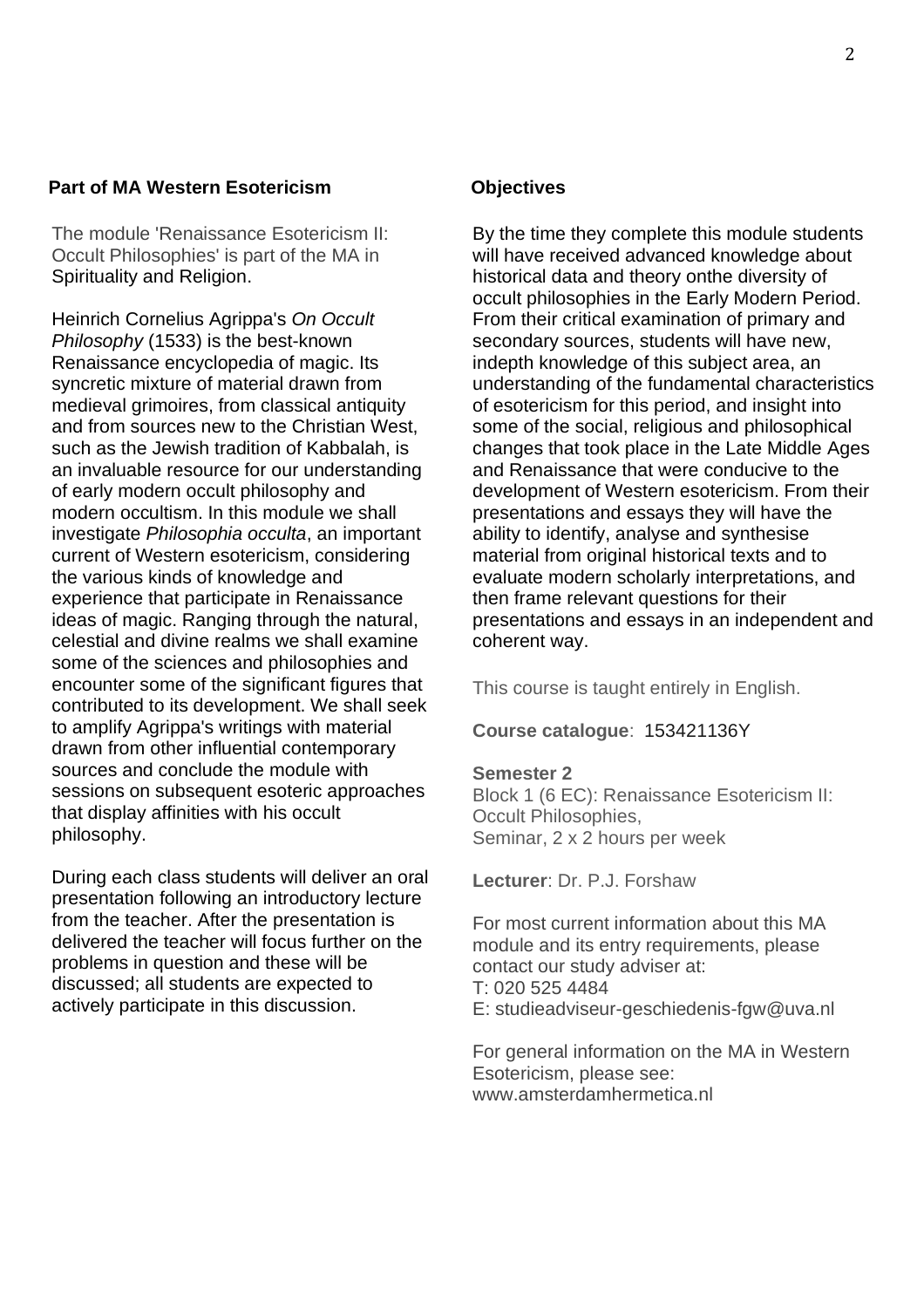## Part of MA Western Esotericism

The module 'Renaissance Esotericism II: Occult Philosophies' is part of the MA in Spirituality and Religion.

Heinrich Cornelius Agrippa's *On Occult Philosophy* (1533) is the best-known Renaissance encyclopedia of magic. Its syncretic mixture of material drawn from medieval grimoires, from classical antiquity and from sources new to the Christian West, such as the Jewish tradition of Kabbalah, is an invaluable resource for our understanding of early modern occult philosophy and modern occultism. In this module we shall investigate *Philosophia occulta*, an important current of Western esotericism, considering the various kinds of knowledge and experience that participate in Renaissance ideas of magic. Ranging through the natural, celestial and divine realms we shall examine some of the sciences and philosophies and encounter some of the significant figures that contributed to its development. We shall seek to amplify Agrippa's writings with material drawn from other influential contemporary sources and conclude the module with sessions on subsequent esoteric approaches that display affinities with his occult philosophy.

During each class students will deliver an oral presentation following an introductory lecture from the teacher. After the presentation is delivered the teacher will focus further on the problems in question and these will be discussed; all students are expected to actively participate in this discussion.

## Objectives

By the time they complete this module students will have received advanced knowledge about historical data and theory onthe diversity of occult philosophies in the Early Modern Period. From their critical examination of primary and secondary sources, students will have new, indepth knowledge of this subject area, an understanding of the fundamental characteristics of esotericism for this period, and insight into some of the social, religious and philosophical changes that took place in the Late Middle Ages and Renaissance that were conducive to the development of Western esotericism. From their presentations and essays they will have the ability to identify, analyse and synthesise material from original historical texts and to evaluate modern scholarly interpretations, and then frame relevant questions for their presentations and essays in an independent and coherent way.

This course is taught entirely in English.

**Course catalogue**: 153421136Y

**Semester 2**
Block 1 (6 EC): Renaissance Esotericism II: Occult Philosophies,
Seminar, 2 x 2 hours per week

**Lecturer**: Dr. P.J. Forshaw

For most current information about this MA module and its entry requirements, please contact our study adviser at:
T: 020 525 4484
E: studieadviseur-geschiedenis-fgw@uva.nl

For general information on the MA in Western Esotericism, please see:
www.amsterdamhermetica.nl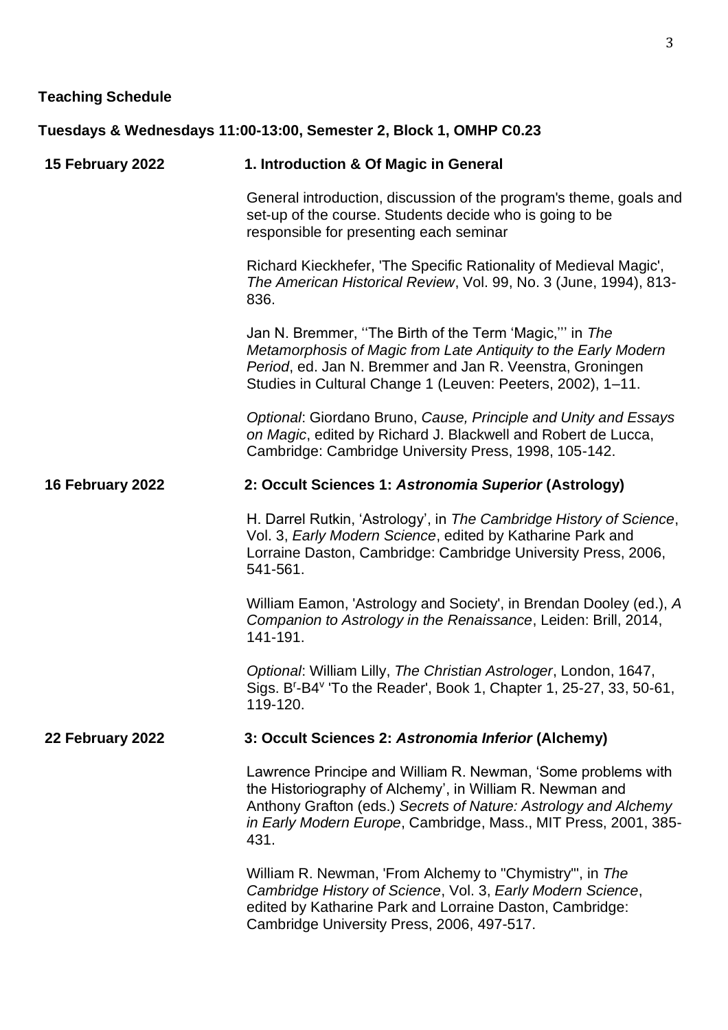## Teaching Schedule

**Tuesdays & Wednesdays 11:00-13:00, Semester 2, Block 1, OMHP C0.23**

**15 February 2022** — **1. Introduction & Of Magic in General**

General introduction, discussion of the program's theme, goals and set-up of the course. Students decide who is going to be responsible for presenting each seminar

Richard Kieckhefer, 'The Specific Rationality of Medieval Magic', *The American Historical Review*, Vol. 99, No. 3 (June, 1994), 813-836.

Jan N. Bremmer, ''The Birth of the Term 'Magic,''' in *The Metamorphosis of Magic from Late Antiquity to the Early Modern Period*, ed. Jan N. Bremmer and Jan R. Veenstra, Groningen Studies in Cultural Change 1 (Leuven: Peeters, 2002), 1–11.

*Optional*: Giordano Bruno, *Cause, Principle and Unity and Essays on Magic*, edited by Richard J. Blackwell and Robert de Lucca, Cambridge: Cambridge University Press, 1998, 105-142.

**16 February 2022** — **2: Occult Sciences 1: *Astronomia Superior* (Astrology)**

H. Darrel Rutkin, 'Astrology', in *The Cambridge History of Science*, Vol. 3, *Early Modern Science*, edited by Katharine Park and Lorraine Daston, Cambridge: Cambridge University Press, 2006, 541-561.

William Eamon, 'Astrology and Society', in Brendan Dooley (ed.), *A Companion to Astrology in the Renaissance*, Leiden: Brill, 2014, 141-191.

*Optional*: William Lilly, *The Christian Astrologer*, London, 1647, Sigs. B$^{r}$-B4$^{v}$ 'To the Reader', Book 1, Chapter 1, 25-27, 33, 50-61, 119-120.

**22 February 2022** — **3: Occult Sciences 2: *Astronomia Inferior* (Alchemy)**

Lawrence Principe and William R. Newman, 'Some problems with the Historiography of Alchemy', in William R. Newman and Anthony Grafton (eds.) *Secrets of Nature: Astrology and Alchemy in Early Modern Europe*, Cambridge, Mass., MIT Press, 2001, 385-431.

William R. Newman, 'From Alchemy to "Chymistry"', in *The Cambridge History of Science*, Vol. 3, *Early Modern Science*, edited by Katharine Park and Lorraine Daston, Cambridge: Cambridge University Press, 2006, 497-517.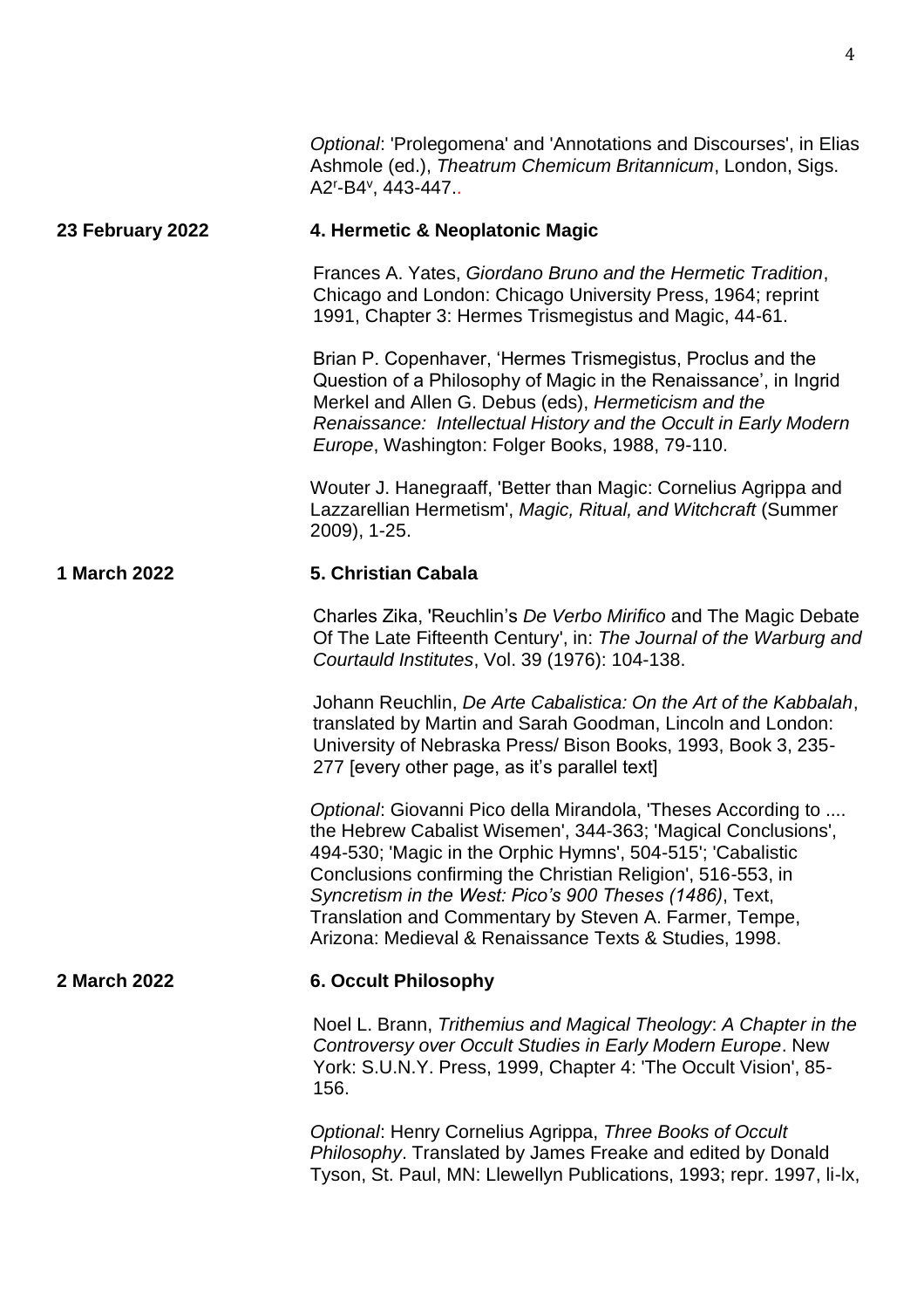*Optional*: 'Prolegomena' and 'Annotations and Discourses', in Elias Ashmole (ed.), *Theatrum Chemicum Britannicum*, London, Sigs. A2ʳ-B4ᵛ, 443-447..

**23 February 2022** **4. Hermetic & Neoplatonic Magic**

Frances A. Yates, *Giordano Bruno and the Hermetic Tradition*, Chicago and London: Chicago University Press, 1964; reprint 1991, Chapter 3: Hermes Trismegistus and Magic, 44-61.

Brian P. Copenhaver, 'Hermes Trismegistus, Proclus and the Question of a Philosophy of Magic in the Renaissance', in Ingrid Merkel and Allen G. Debus (eds), *Hermeticism and the Renaissance: Intellectual History and the Occult in Early Modern Europe*, Washington: Folger Books, 1988, 79-110.

Wouter J. Hanegraaff, 'Better than Magic: Cornelius Agrippa and Lazzarellian Hermetism', *Magic, Ritual, and Witchcraft* (Summer 2009), 1-25.

**1 March 2022** **5. Christian Cabala**

Charles Zika, 'Reuchlin's *De Verbo Mirifico* and The Magic Debate Of The Late Fifteenth Century', in: *The Journal of the Warburg and Courtauld Institutes*, Vol. 39 (1976): 104-138.

Johann Reuchlin, *De Arte Cabalistica: On the Art of the Kabbalah*, translated by Martin and Sarah Goodman, Lincoln and London: University of Nebraska Press/ Bison Books, 1993, Book 3, 235-277 [every other page, as it's parallel text]

*Optional*: Giovanni Pico della Mirandola, 'Theses According to .... the Hebrew Cabalist Wisemen', 344-363; 'Magical Conclusions', 494-530; 'Magic in the Orphic Hymns', 504-515'; 'Cabalistic Conclusions confirming the Christian Religion', 516-553, in *Syncretism in the West: Pico's 900 Theses (1486)*, Text, Translation and Commentary by Steven A. Farmer, Tempe, Arizona: Medieval & Renaissance Texts & Studies, 1998.

**2 March 2022** **6. Occult Philosophy**

Noel L. Brann, *Trithemius and Magical Theology*: *A Chapter in the Controversy over Occult Studies in Early Modern Europe*. New York: S.U.N.Y. Press, 1999, Chapter 4: 'The Occult Vision', 85-156.

*Optional*: Henry Cornelius Agrippa, *Three Books of Occult Philosophy*. Translated by James Freake and edited by Donald Tyson, St. Paul, MN: Llewellyn Publications, 1993; repr. 1997, li-lx,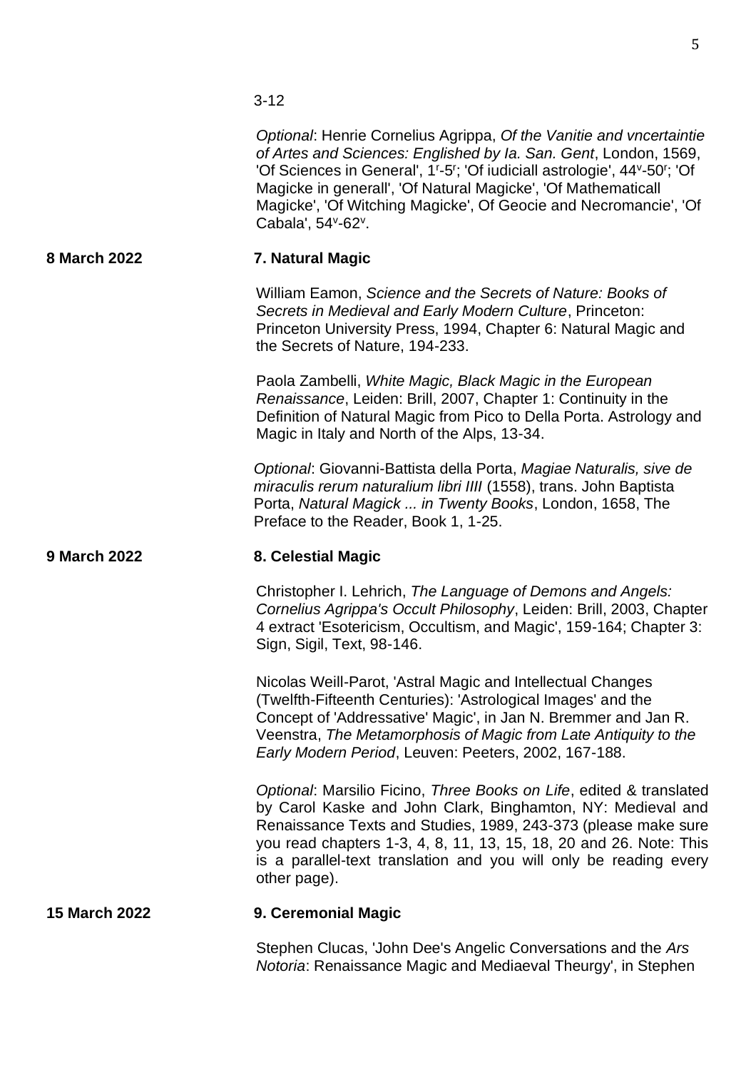3-12

*Optional*: Henrie Cornelius Agrippa, *Of the Vanitie and vncertaintie of Artes and Sciences: Englished by Ia. San. Gent*, London, 1569, 'Of Sciences in General', 1$^{r}$-5$^{r}$; 'Of iudiciall astrologie', 44$^{v}$-50$^{r}$; 'Of Magicke in generall', 'Of Natural Magicke', 'Of Mathematicall Magicke', 'Of Witching Magicke', Of Geocie and Necromancie', 'Of Cabala', 54$^{v}$-62$^{v}$.

**8 March 2022** **7. Natural Magic**

William Eamon, *Science and the Secrets of Nature: Books of Secrets in Medieval and Early Modern Culture*, Princeton: Princeton University Press, 1994, Chapter 6: Natural Magic and the Secrets of Nature, 194-233.

Paola Zambelli, *White Magic, Black Magic in the European Renaissance*, Leiden: Brill, 2007, Chapter 1: Continuity in the Definition of Natural Magic from Pico to Della Porta. Astrology and Magic in Italy and North of the Alps, 13-34.

*Optional*: Giovanni-Battista della Porta, *Magiae Naturalis, sive de miraculis rerum naturalium libri IIII* (1558), trans. John Baptista Porta, *Natural Magick ... in Twenty Books*, London, 1658, The Preface to the Reader, Book 1, 1-25.

**9 March 2022** **8. Celestial Magic**

Christopher I. Lehrich, *The Language of Demons and Angels: Cornelius Agrippa's Occult Philosophy*, Leiden: Brill, 2003, Chapter 4 extract 'Esotericism, Occultism, and Magic', 159-164; Chapter 3: Sign, Sigil, Text, 98-146.

Nicolas Weill-Parot, 'Astral Magic and Intellectual Changes (Twelfth-Fifteenth Centuries): 'Astrological Images' and the Concept of 'Addressative' Magic', in Jan N. Bremmer and Jan R. Veenstra, *The Metamorphosis of Magic from Late Antiquity to the Early Modern Period*, Leuven: Peeters, 2002, 167-188.

*Optional*: Marsilio Ficino, *Three Books on Life*, edited & translated by Carol Kaske and John Clark, Binghamton, NY: Medieval and Renaissance Texts and Studies, 1989, 243-373 (please make sure you read chapters 1-3, 4, 8, 11, 13, 15, 18, 20 and 26. Note: This is a parallel-text translation and you will only be reading every other page).

**15 March 2022** **9. Ceremonial Magic**

Stephen Clucas, 'John Dee's Angelic Conversations and the *Ars Notoria*: Renaissance Magic and Mediaeval Theurgy', in Stephen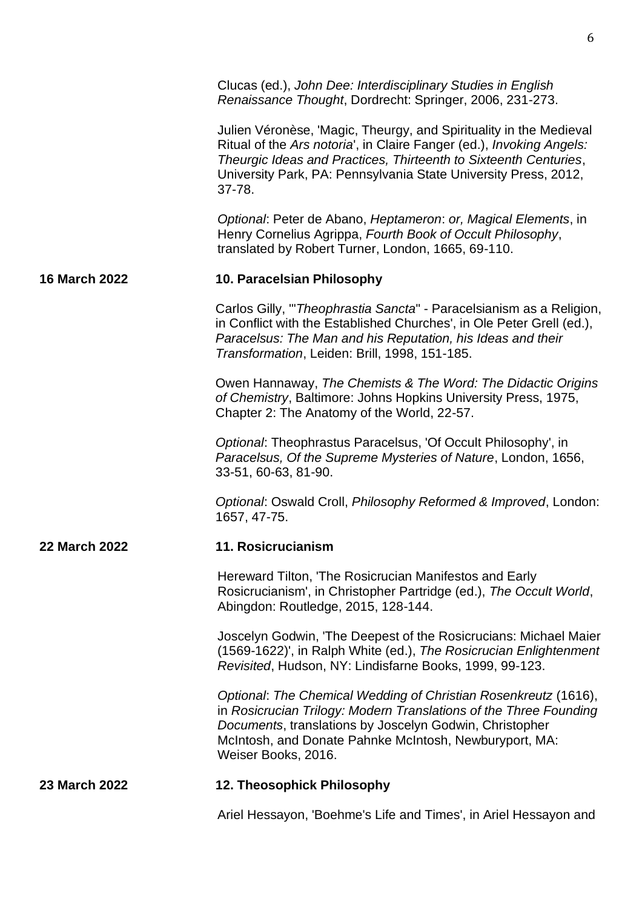Clucas (ed.), *John Dee: Interdisciplinary Studies in English Renaissance Thought*, Dordrecht: Springer, 2006, 231-273.

Julien Véronèse, 'Magic, Theurgy, and Spirituality in the Medieval Ritual of the *Ars notoria*', in Claire Fanger (ed.), *Invoking Angels: Theurgic Ideas and Practices, Thirteenth to Sixteenth Centuries*, University Park, PA: Pennsylvania State University Press, 2012, 37-78.

*Optional*: Peter de Abano, *Heptameron*: *or, Magical Elements*, in Henry Cornelius Agrippa, *Fourth Book of Occult Philosophy*, translated by Robert Turner, London, 1665, 69-110.

**16 March 2022** **10. Paracelsian Philosophy**

Carlos Gilly, "'*Theophrastia Sancta*" - Paracelsianism as a Religion, in Conflict with the Established Churches', in Ole Peter Grell (ed.), *Paracelsus: The Man and his Reputation, his Ideas and their Transformation*, Leiden: Brill, 1998, 151-185.

Owen Hannaway, *The Chemists & The Word: The Didactic Origins of Chemistry*, Baltimore: Johns Hopkins University Press, 1975, Chapter 2: The Anatomy of the World, 22-57.

*Optional*: Theophrastus Paracelsus, 'Of Occult Philosophy', in *Paracelsus, Of the Supreme Mysteries of Nature*, London, 1656, 33-51, 60-63, 81-90.

*Optional*: Oswald Croll, *Philosophy Reformed & Improved*, London: 1657, 47-75.

**22 March 2022** **11. Rosicrucianism**

Hereward Tilton, 'The Rosicrucian Manifestos and Early Rosicrucianism', in Christopher Partridge (ed.), *The Occult World*, Abingdon: Routledge, 2015, 128-144.

Joscelyn Godwin, 'The Deepest of the Rosicrucians: Michael Maier (1569-1622)', in Ralph White (ed.), *The Rosicrucian Enlightenment Revisited*, Hudson, NY: Lindisfarne Books, 1999, 99-123.

*Optional*: *The Chemical Wedding of Christian Rosenkreutz* (1616), in *Rosicrucian Trilogy: Modern Translations of the Three Founding Documents*, translations by Joscelyn Godwin, Christopher McIntosh, and Donate Pahnke McIntosh, Newburyport, MA: Weiser Books, 2016.

**23 March 2022** **12. Theosophick Philosophy**

Ariel Hessayon, 'Boehme's Life and Times', in Ariel Hessayon and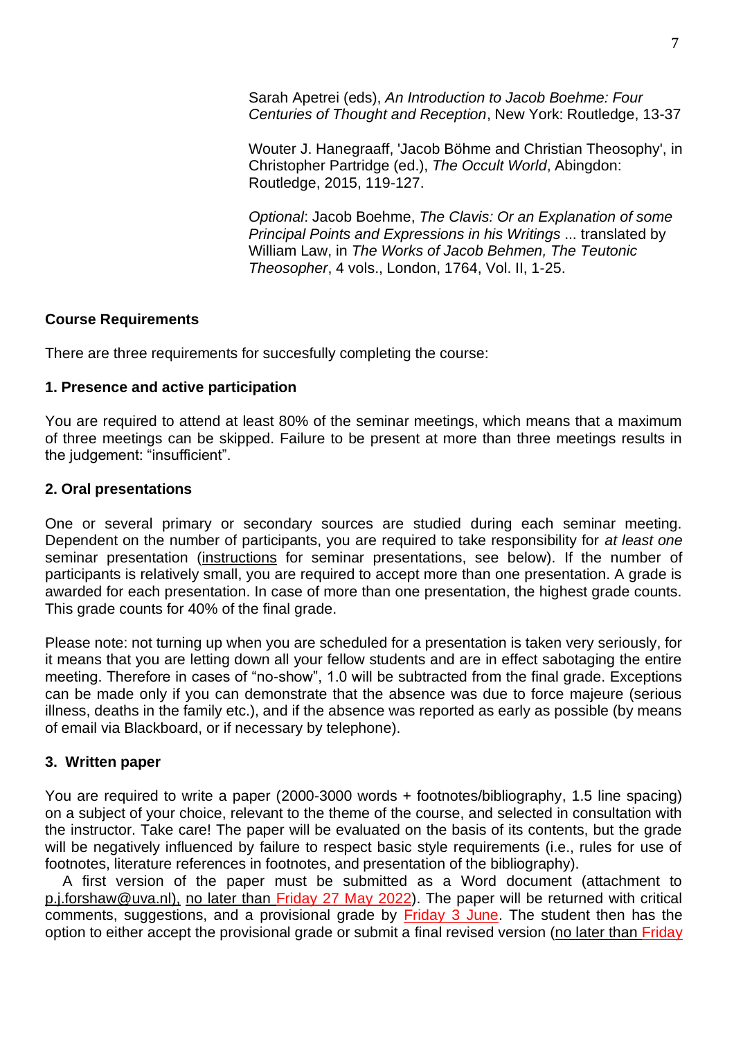Sarah Apetrei (eds), *An Introduction to Jacob Boehme: Four Centuries of Thought and Reception*, New York: Routledge, 13-37

Wouter J. Hanegraaff, 'Jacob Böhme and Christian Theosophy', in Christopher Partridge (ed.), *The Occult World*, Abingdon: Routledge, 2015, 119-127.

*Optional*: Jacob Boehme, *The Clavis: Or an Explanation of some Principal Points and Expressions in his Writings* ... translated by William Law, in *The Works of Jacob Behmen, The Teutonic Theosopher*, 4 vols., London, 1764, Vol. II, 1-25.

**Course Requirements**

There are three requirements for succesfully completing the course:

**1. Presence and active participation**

You are required to attend at least 80% of the seminar meetings, which means that a maximum of three meetings can be skipped. Failure to be present at more than three meetings results in the judgement: "insufficient".

**2. Oral presentations**

One or several primary or secondary sources are studied during each seminar meeting. Dependent on the number of participants, you are required to take responsibility for *at least one* seminar presentation (instructions for seminar presentations, see below). If the number of participants is relatively small, you are required to accept more than one presentation. A grade is awarded for each presentation. In case of more than one presentation, the highest grade counts. This grade counts for 40% of the final grade.

Please note: not turning up when you are scheduled for a presentation is taken very seriously, for it means that you are letting down all your fellow students and are in effect sabotaging the entire meeting. Therefore in cases of "no-show", 1.0 will be subtracted from the final grade. Exceptions can be made only if you can demonstrate that the absence was due to force majeure (serious illness, deaths in the family etc.), and if the absence was reported as early as possible (by means of email via Blackboard, or if necessary by telephone).

**3. Written paper**

You are required to write a paper (2000-3000 words + footnotes/bibliography, 1.5 line spacing) on a subject of your choice, relevant to the theme of the course, and selected in consultation with the instructor. Take care! The paper will be evaluated on the basis of its contents, but the grade will be negatively influenced by failure to respect basic style requirements (i.e., rules for use of footnotes, literature references in footnotes, and presentation of the bibliography).

A first version of the paper must be submitted as a Word document (attachment to p.j.forshaw@uva.nl), no later than Friday 27 May 2022). The paper will be returned with critical comments, suggestions, and a provisional grade by Friday 3 June. The student then has the option to either accept the provisional grade or submit a final revised version (no later than Friday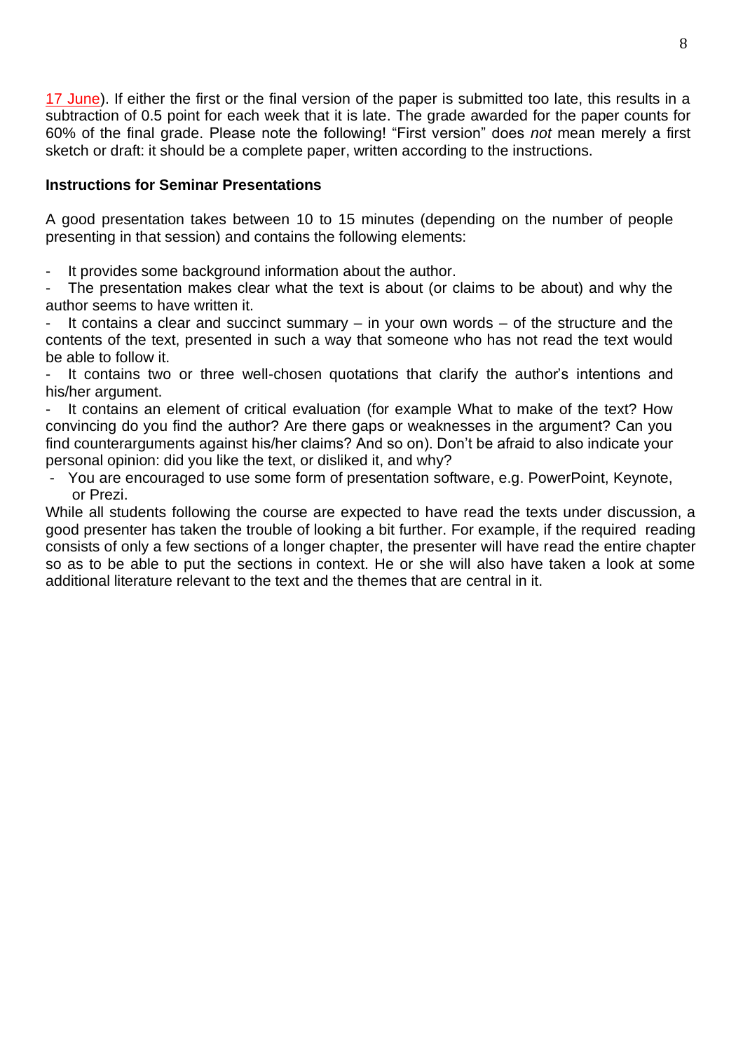17 June). If either the first or the final version of the paper is submitted too late, this results in a subtraction of 0.5 point for each week that it is late. The grade awarded for the paper counts for 60% of the final grade. Please note the following! "First version" does *not* mean merely a first sketch or draft: it should be a complete paper, written according to the instructions.

**Instructions for Seminar Presentations**

A good presentation takes between 10 to 15 minutes (depending on the number of people presenting in that session) and contains the following elements:

- It provides some background information about the author.
- The presentation makes clear what the text is about (or claims to be about) and why the author seems to have written it.
- It contains a clear and succinct summary – in your own words – of the structure and the contents of the text, presented in such a way that someone who has not read the text would be able to follow it.
- It contains two or three well-chosen quotations that clarify the author's intentions and his/her argument.
- It contains an element of critical evaluation (for example What to make of the text? How convincing do you find the author? Are there gaps or weaknesses in the argument? Can you find counterarguments against his/her claims? And so on). Don't be afraid to also indicate your personal opinion: did you like the text, or disliked it, and why?
- You are encouraged to use some form of presentation software, e.g. PowerPoint, Keynote, or Prezi.

While all students following the course are expected to have read the texts under discussion, a good presenter has taken the trouble of looking a bit further. For example, if the required reading consists of only a few sections of a longer chapter, the presenter will have read the entire chapter so as to be able to put the sections in context. He or she will also have taken a look at some additional literature relevant to the text and the themes that are central in it.